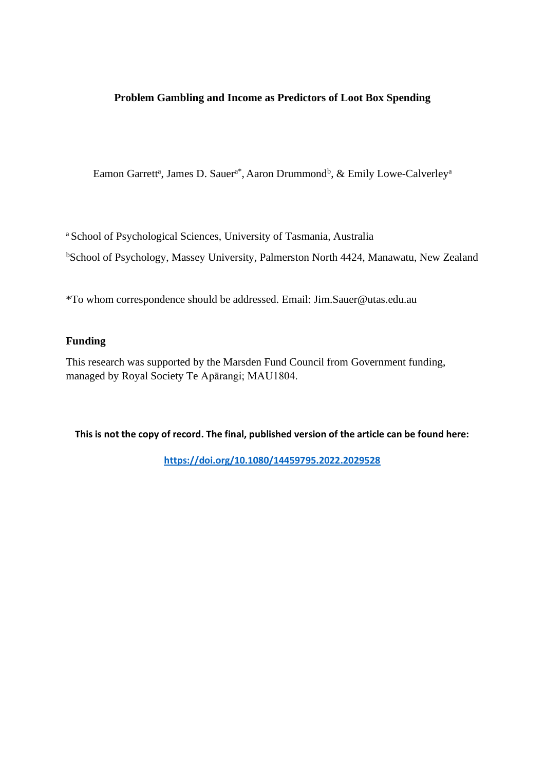**Problem Gambling and Income as Predictors of Loot Box Spending**

Eamon Garrett[a], James D. Sauer[a*], Aaron Drummond[b], & Emily Lowe-Calverley[a]

[a] School of Psychological Sciences, University of Tasmania, Australia

[b]School of Psychology, Massey University, Palmerston North 4424, Manawatu, New Zealand

*To whom correspondence should be addressed. Email: Jim.Sauer@utas.edu.au

## Funding

This research was supported by the Marsden Fund Council from Government funding, managed by Royal Society Te Apārangi; MAU1804.

**This is not the copy of record. The final, published version of the article can be found here:**

**https://doi.org/10.1080/14459795.2022.2029528**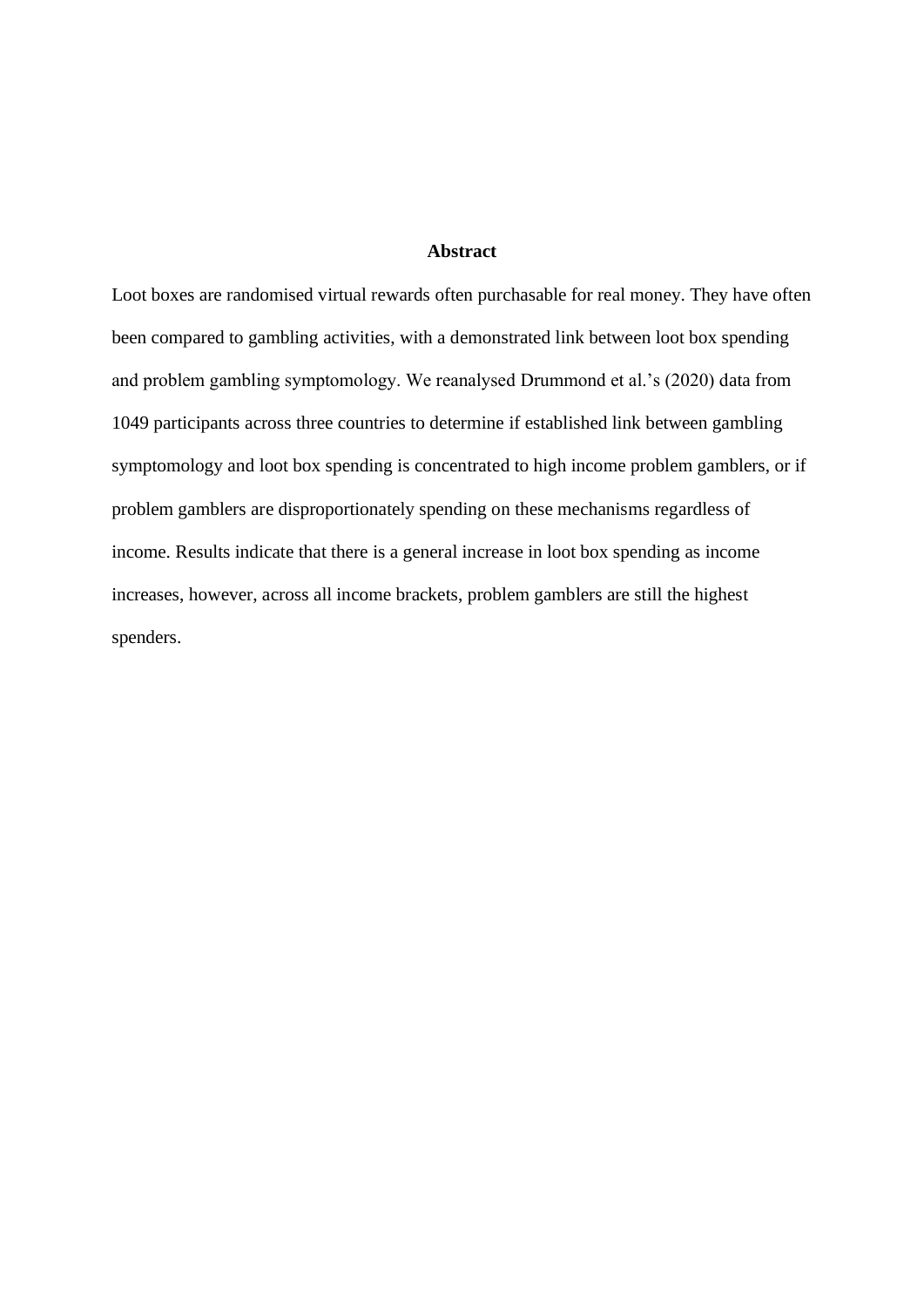## Abstract

Loot boxes are randomised virtual rewards often purchasable for real money. They have often been compared to gambling activities, with a demonstrated link between loot box spending and problem gambling symptomology. We reanalysed Drummond et al.'s (2020) data from 1049 participants across three countries to determine if established link between gambling symptomology and loot box spending is concentrated to high income problem gamblers, or if problem gamblers are disproportionately spending on these mechanisms regardless of income. Results indicate that there is a general increase in loot box spending as income increases, however, across all income brackets, problem gamblers are still the highest spenders.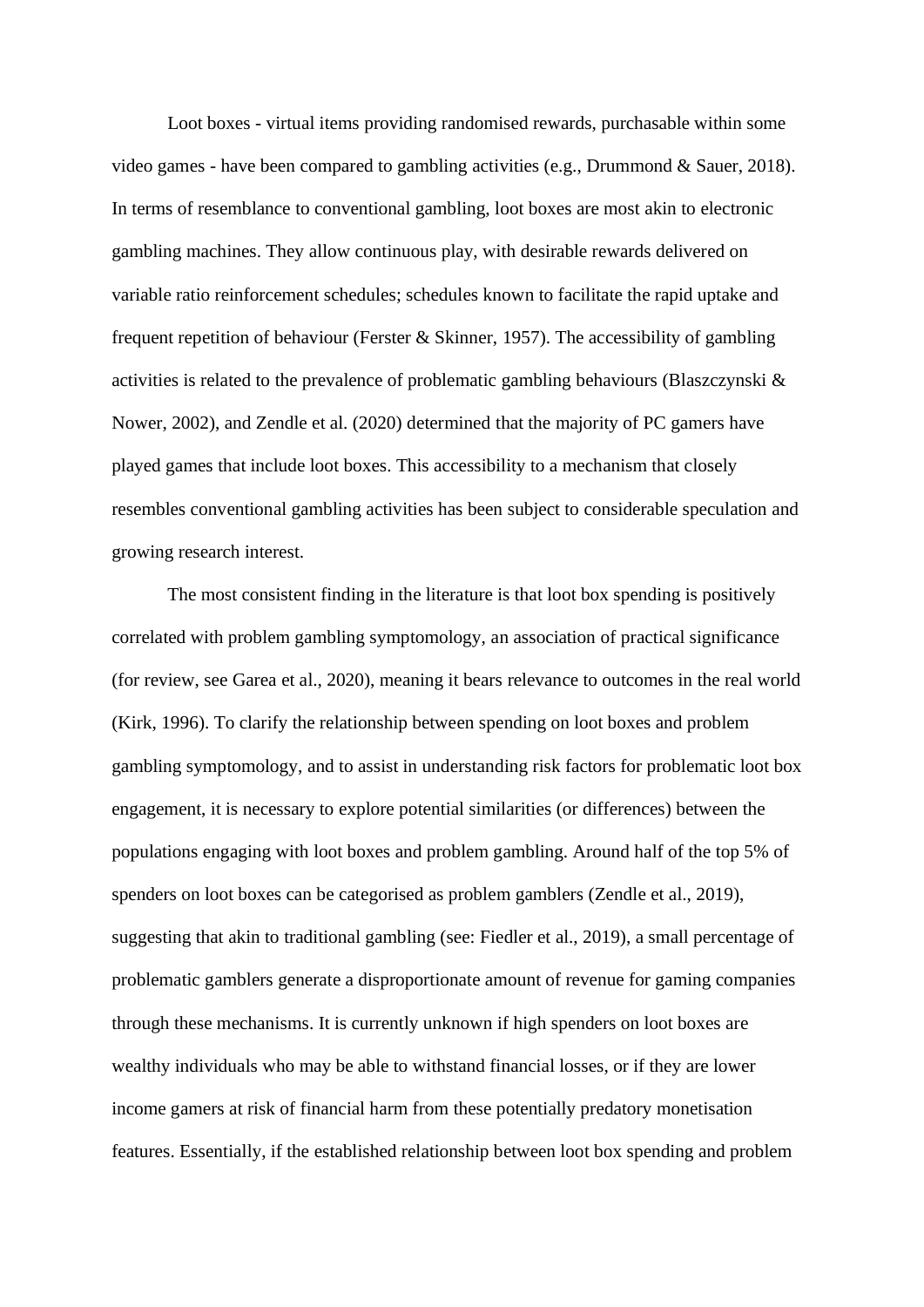Loot boxes - virtual items providing randomised rewards, purchasable within some video games - have been compared to gambling activities (e.g., Drummond & Sauer, 2018). In terms of resemblance to conventional gambling, loot boxes are most akin to electronic gambling machines. They allow continuous play, with desirable rewards delivered on variable ratio reinforcement schedules; schedules known to facilitate the rapid uptake and frequent repetition of behaviour (Ferster & Skinner, 1957). The accessibility of gambling activities is related to the prevalence of problematic gambling behaviours (Blaszczynski & Nower, 2002), and Zendle et al. (2020) determined that the majority of PC gamers have played games that include loot boxes. This accessibility to a mechanism that closely resembles conventional gambling activities has been subject to considerable speculation and growing research interest.

The most consistent finding in the literature is that loot box spending is positively correlated with problem gambling symptomology, an association of practical significance (for review, see Garea et al., 2020), meaning it bears relevance to outcomes in the real world (Kirk, 1996). To clarify the relationship between spending on loot boxes and problem gambling symptomology, and to assist in understanding risk factors for problematic loot box engagement, it is necessary to explore potential similarities (or differences) between the populations engaging with loot boxes and problem gambling. Around half of the top 5% of spenders on loot boxes can be categorised as problem gamblers (Zendle et al., 2019), suggesting that akin to traditional gambling (see: Fiedler et al., 2019), a small percentage of problematic gamblers generate a disproportionate amount of revenue for gaming companies through these mechanisms. It is currently unknown if high spenders on loot boxes are wealthy individuals who may be able to withstand financial losses, or if they are lower income gamers at risk of financial harm from these potentially predatory monetisation features. Essentially, if the established relationship between loot box spending and problem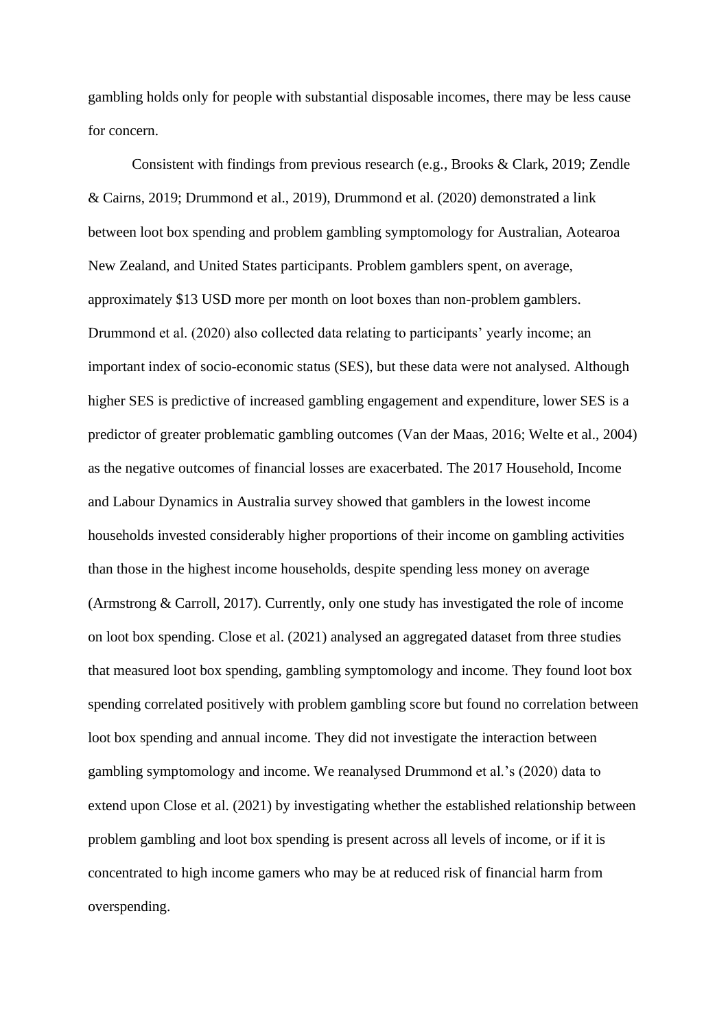gambling holds only for people with substantial disposable incomes, there may be less cause for concern.

Consistent with findings from previous research (e.g., Brooks & Clark, 2019; Zendle & Cairns, 2019; Drummond et al., 2019), Drummond et al. (2020) demonstrated a link between loot box spending and problem gambling symptomology for Australian, Aotearoa New Zealand, and United States participants. Problem gamblers spent, on average, approximately $13 USD more per month on loot boxes than non-problem gamblers. Drummond et al. (2020) also collected data relating to participants' yearly income; an important index of socio-economic status (SES), but these data were not analysed. Although higher SES is predictive of increased gambling engagement and expenditure, lower SES is a predictor of greater problematic gambling outcomes (Van der Maas, 2016; Welte et al., 2004) as the negative outcomes of financial losses are exacerbated. The 2017 Household, Income and Labour Dynamics in Australia survey showed that gamblers in the lowest income households invested considerably higher proportions of their income on gambling activities than those in the highest income households, despite spending less money on average (Armstrong & Carroll, 2017). Currently, only one study has investigated the role of income on loot box spending. Close et al. (2021) analysed an aggregated dataset from three studies that measured loot box spending, gambling symptomology and income. They found loot box spending correlated positively with problem gambling score but found no correlation between loot box spending and annual income. They did not investigate the interaction between gambling symptomology and income. We reanalysed Drummond et al.'s (2020) data to extend upon Close et al. (2021) by investigating whether the established relationship between problem gambling and loot box spending is present across all levels of income, or if it is concentrated to high income gamers who may be at reduced risk of financial harm from overspending.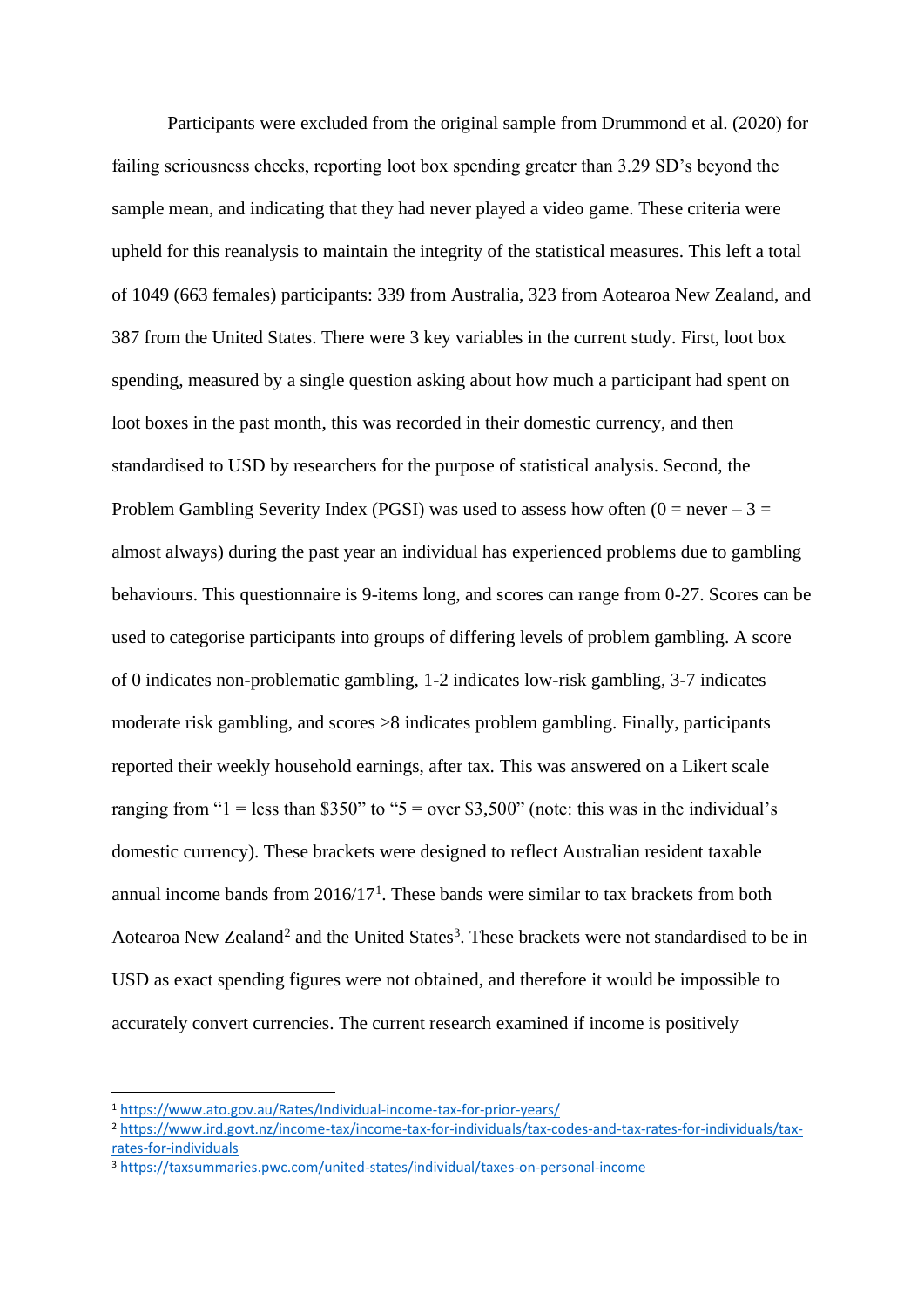Participants were excluded from the original sample from Drummond et al. (2020) for failing seriousness checks, reporting loot box spending greater than 3.29 SD's beyond the sample mean, and indicating that they had never played a video game. These criteria were upheld for this reanalysis to maintain the integrity of the statistical measures. This left a total of 1049 (663 females) participants: 339 from Australia, 323 from Aotearoa New Zealand, and 387 from the United States. There were 3 key variables in the current study. First, loot box spending, measured by a single question asking about how much a participant had spent on loot boxes in the past month, this was recorded in their domestic currency, and then standardised to USD by researchers for the purpose of statistical analysis. Second, the Problem Gambling Severity Index (PGSI) was used to assess how often (0 = never – 3 = almost always) during the past year an individual has experienced problems due to gambling behaviours. This questionnaire is 9-items long, and scores can range from 0-27. Scores can be used to categorise participants into groups of differing levels of problem gambling. A score of 0 indicates non-problematic gambling, 1-2 indicates low-risk gambling, 3-7 indicates moderate risk gambling, and scores >8 indicates problem gambling. Finally, participants reported their weekly household earnings, after tax. This was answered on a Likert scale ranging from "1 = less than $350" to "5 = over $3,500" (note: this was in the individual's domestic currency). These brackets were designed to reflect Australian resident taxable annual income bands from 2016/17[1]. These bands were similar to tax brackets from both Aotearoa New Zealand[2] and the United States[3]. These brackets were not standardised to be in USD as exact spending figures were not obtained, and therefore it would be impossible to accurately convert currencies. The current research examined if income is positively

---

[1] https://www.ato.gov.au/Rates/Individual-income-tax-for-prior-years/

[2] https://www.ird.govt.nz/income-tax/income-tax-for-individuals/tax-codes-and-tax-rates-for-individuals/tax-rates-for-individuals

[3] https://taxsummaries.pwc.com/united-states/individual/taxes-on-personal-income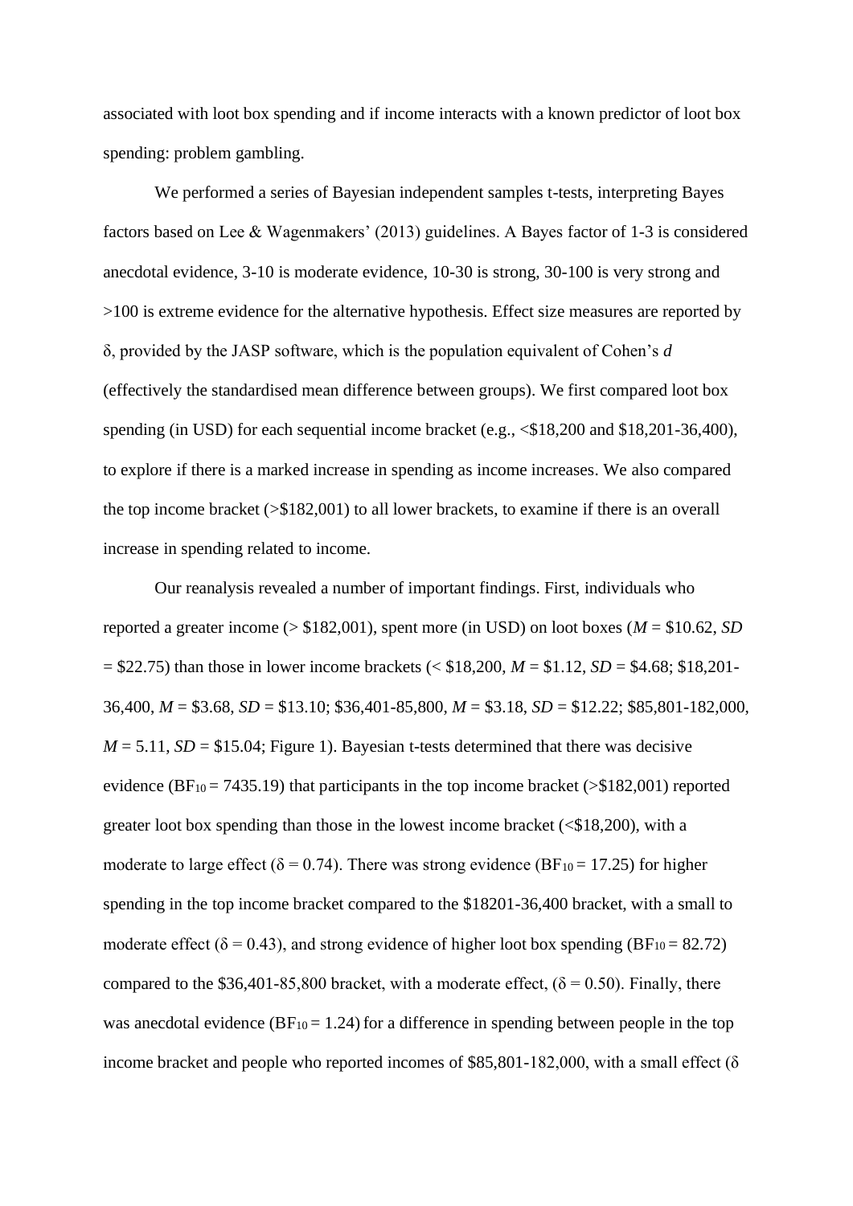associated with loot box spending and if income interacts with a known predictor of loot box spending: problem gambling.

We performed a series of Bayesian independent samples t-tests, interpreting Bayes factors based on Lee & Wagenmakers' (2013) guidelines. A Bayes factor of 1-3 is considered anecdotal evidence, 3-10 is moderate evidence, 10-30 is strong, 30-100 is very strong and >100 is extreme evidence for the alternative hypothesis. Effect size measures are reported by δ, provided by the JASP software, which is the population equivalent of Cohen's *d* (effectively the standardised mean difference between groups). We first compared loot box spending (in USD) for each sequential income bracket (e.g., <$18,200 and $18,201-36,400), to explore if there is a marked increase in spending as income increases. We also compared the top income bracket (>$182,001) to all lower brackets, to examine if there is an overall increase in spending related to income.

Our reanalysis revealed a number of important findings. First, individuals who reported a greater income (> $182,001), spent more (in USD) on loot boxes (*M* = $10.62, *SD* = $22.75) than those in lower income brackets (< $18,200, *M* = $1.12, *SD* = $4.68; $18,201-36,400, *M* = $3.68, *SD* = $13.10; $36,401-85,800, *M* = $3.18, *SD* = $12.22; $85,801-182,000, *M* = 5.11, *SD* = $15.04; Figure 1). Bayesian t-tests determined that there was decisive evidence ($BF_{10}$ = 7435.19) that participants in the top income bracket (>$182,001) reported greater loot box spending than those in the lowest income bracket (<$18,200), with a moderate to large effect (δ = 0.74). There was strong evidence ($BF_{10}$ = 17.25) for higher spending in the top income bracket compared to the $18201-36,400 bracket, with a small to moderate effect (δ = 0.43), and strong evidence of higher loot box spending ($BF_{10}$ = 82.72) compared to the $36,401-85,800 bracket, with a moderate effect, (δ = 0.50). Finally, there was anecdotal evidence ($BF_{10}$ = 1.24) for a difference in spending between people in the top income bracket and people who reported incomes of $85,801-182,000, with a small effect (δ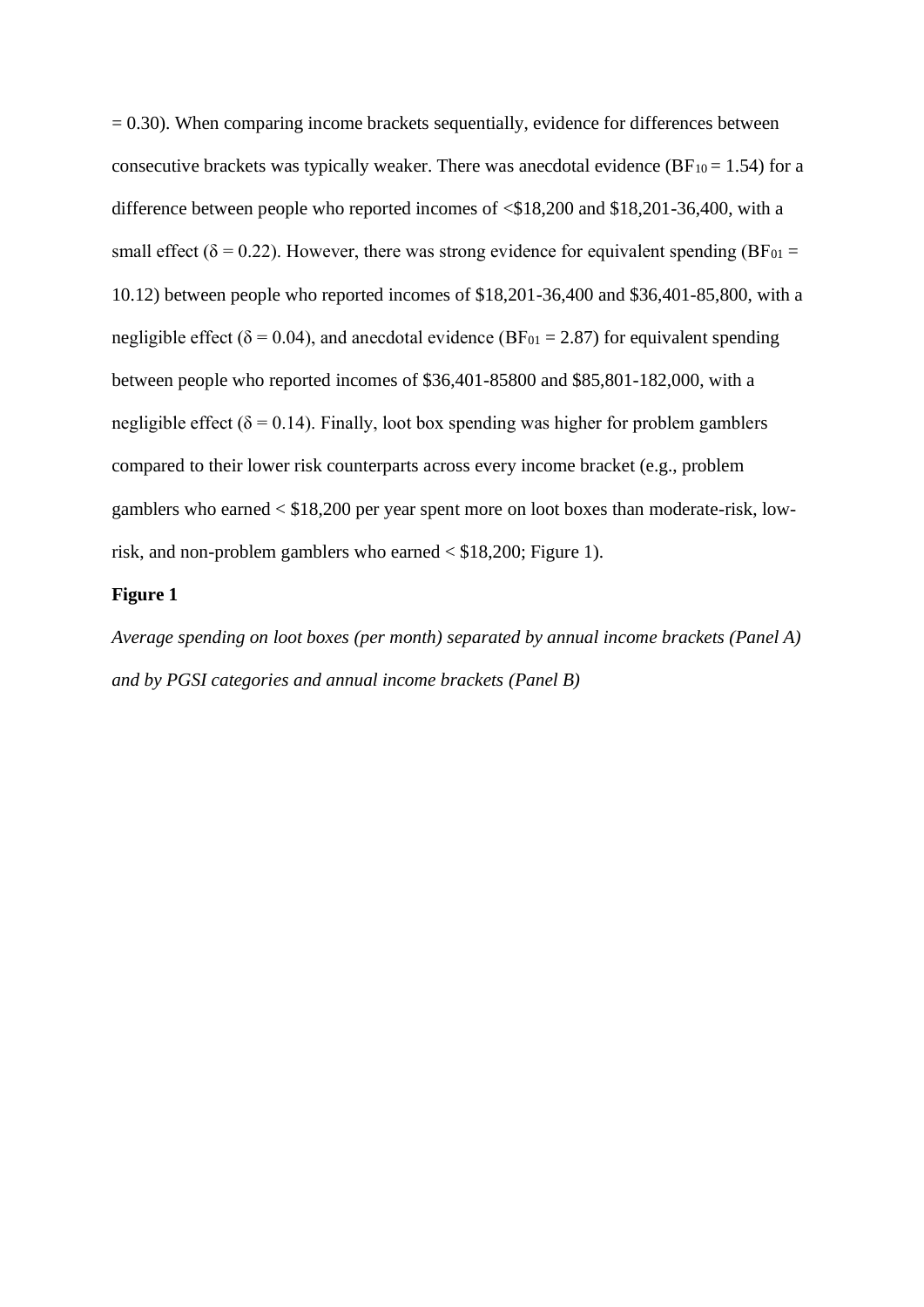= 0.30). When comparing income brackets sequentially, evidence for differences between consecutive brackets was typically weaker. There was anecdotal evidence ($BF_{10} = 1.54$) for a difference between people who reported incomes of <$18,200 and $18,201-36,400, with a small effect ($\delta = 0.22$). However, there was strong evidence for equivalent spending ($BF_{01} = 10.12$) between people who reported incomes of $18,201-36,400 and $36,401-85,800, with a negligible effect ($\delta = 0.04$), and anecdotal evidence ($BF_{01} = 2.87$) for equivalent spending between people who reported incomes of $36,401-85800 and $85,801-182,000, with a negligible effect ($\delta = 0.14$). Finally, loot box spending was higher for problem gamblers compared to their lower risk counterparts across every income bracket (e.g., problem gamblers who earned < $18,200 per year spent more on loot boxes than moderate-risk, low-risk, and non-problem gamblers who earned < $18,200; Figure 1).

**Figure 1**

*Average spending on loot boxes (per month) separated by annual income brackets (Panel A) and by PGSI categories and annual income brackets (Panel B)*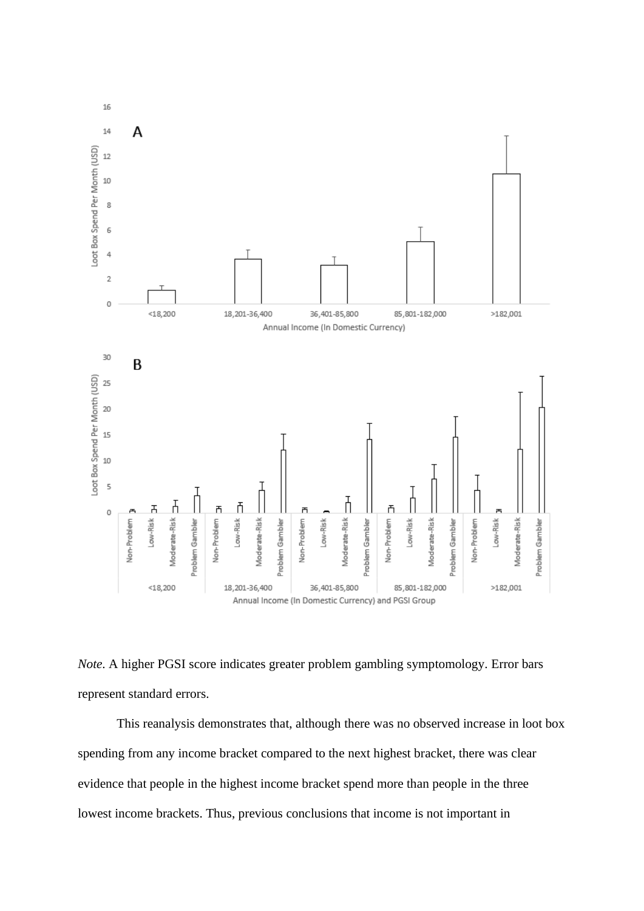*Note*. A higher PGSI score indicates greater problem gambling symptomology. Error bars represent standard errors.

This reanalysis demonstrates that, although there was no observed increase in loot box spending from any income bracket compared to the next highest bracket, there was clear evidence that people in the highest income bracket spend more than people in the three lowest income brackets. Thus, previous conclusions that income is not important in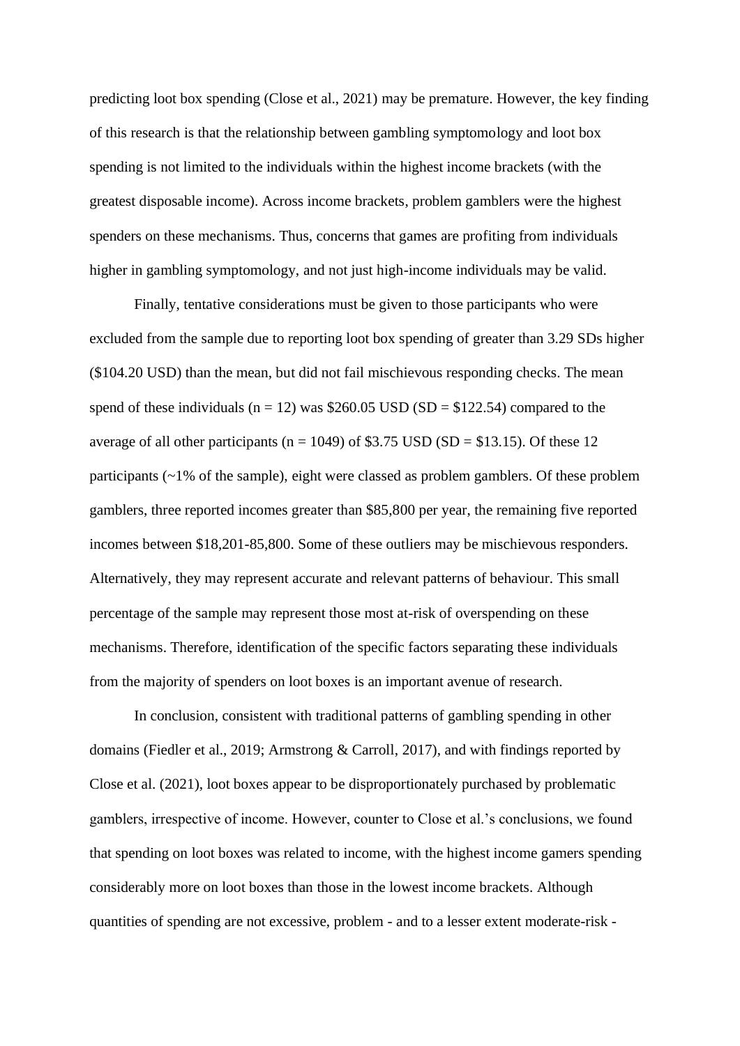predicting loot box spending (Close et al., 2021) may be premature. However, the key finding of this research is that the relationship between gambling symptomology and loot box spending is not limited to the individuals within the highest income brackets (with the greatest disposable income). Across income brackets, problem gamblers were the highest spenders on these mechanisms. Thus, concerns that games are profiting from individuals higher in gambling symptomology, and not just high-income individuals may be valid.

Finally, tentative considerations must be given to those participants who were excluded from the sample due to reporting loot box spending of greater than 3.29 SDs higher ($104.20 USD) than the mean, but did not fail mischievous responding checks. The mean spend of these individuals ($n = 12$) was $260.05 USD ($SD = $122.54) compared to the average of all other participants ($n = 1049$) of $3.75 USD ($SD = $13.15). Of these 12 participants (~1% of the sample), eight were classed as problem gamblers. Of these problem gamblers, three reported incomes greater than $85,800 per year, the remaining five reported incomes between $18,201-85,800. Some of these outliers may be mischievous responders. Alternatively, they may represent accurate and relevant patterns of behaviour. This small percentage of the sample may represent those most at-risk of overspending on these mechanisms. Therefore, identification of the specific factors separating these individuals from the majority of spenders on loot boxes is an important avenue of research.

In conclusion, consistent with traditional patterns of gambling spending in other domains (Fiedler et al., 2019; Armstrong & Carroll, 2017), and with findings reported by Close et al. (2021), loot boxes appear to be disproportionately purchased by problematic gamblers, irrespective of income. However, counter to Close et al.'s conclusions, we found that spending on loot boxes was related to income, with the highest income gamers spending considerably more on loot boxes than those in the lowest income brackets. Although quantities of spending are not excessive, problem - and to a lesser extent moderate-risk -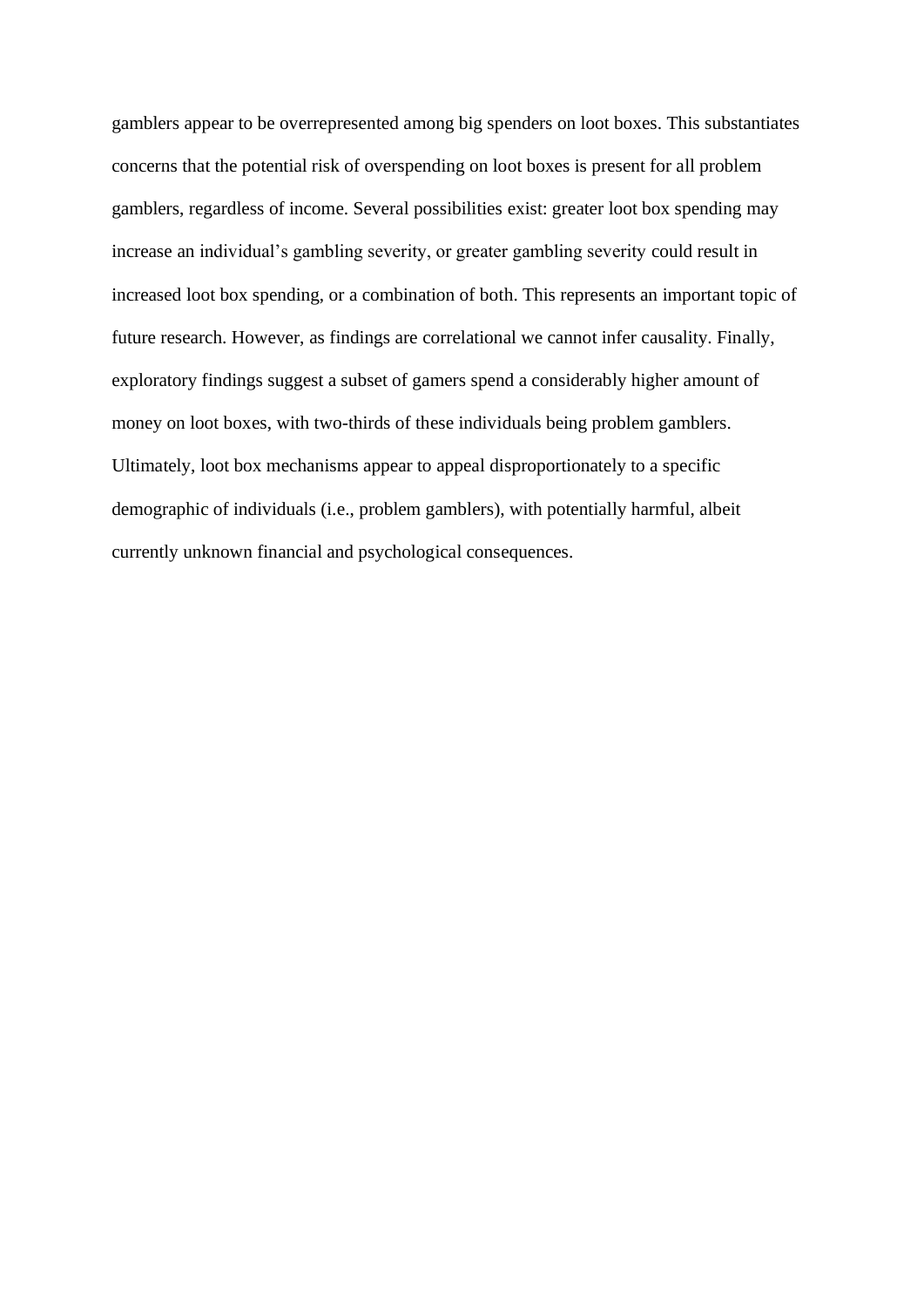gamblers appear to be overrepresented among big spenders on loot boxes. This substantiates concerns that the potential risk of overspending on loot boxes is present for all problem gamblers, regardless of income. Several possibilities exist: greater loot box spending may increase an individual's gambling severity, or greater gambling severity could result in increased loot box spending, or a combination of both. This represents an important topic of future research. However, as findings are correlational we cannot infer causality. Finally, exploratory findings suggest a subset of gamers spend a considerably higher amount of money on loot boxes, with two-thirds of these individuals being problem gamblers. Ultimately, loot box mechanisms appear to appeal disproportionately to a specific demographic of individuals (i.e., problem gamblers), with potentially harmful, albeit currently unknown financial and psychological consequences.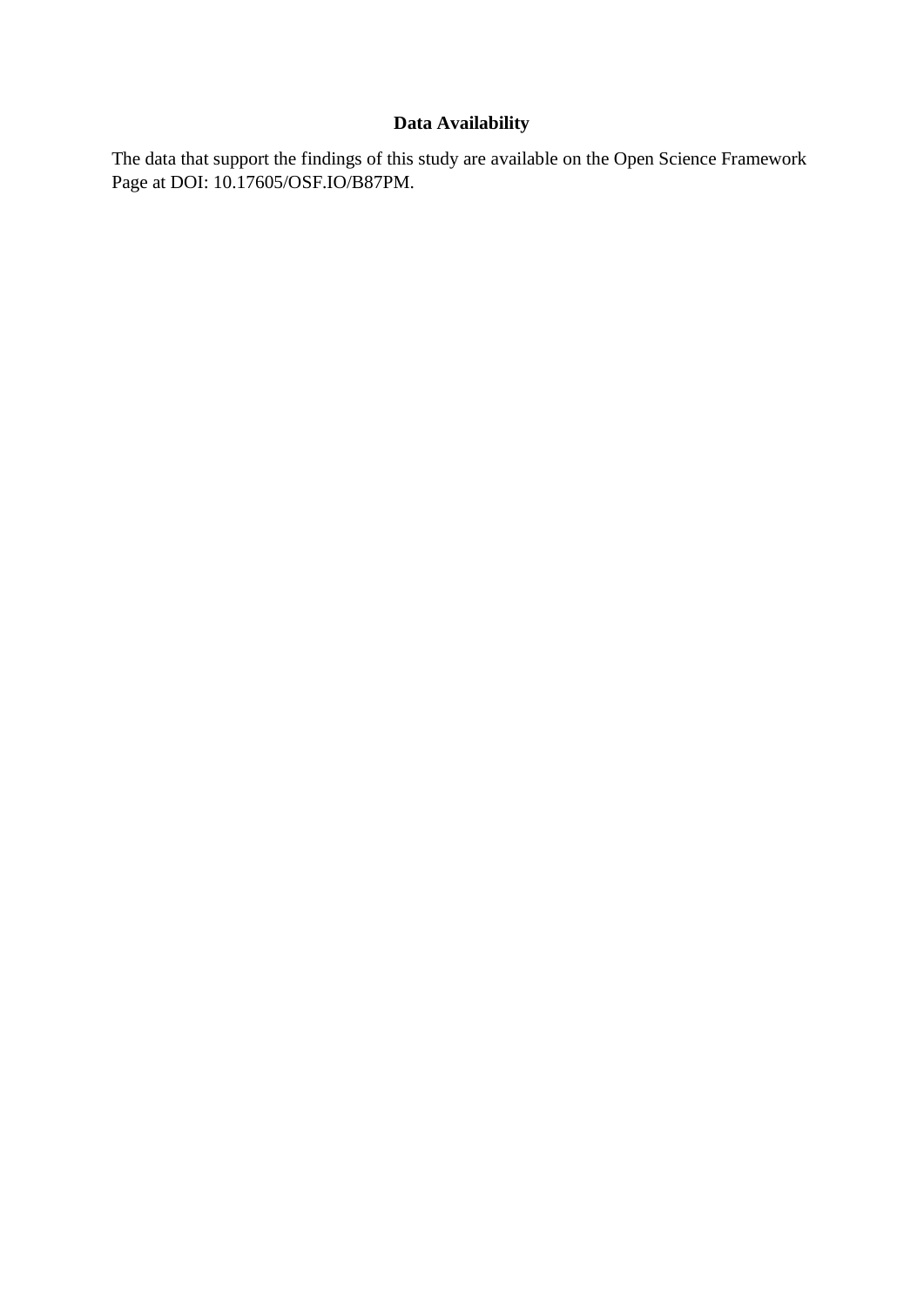# Data Availability

The data that support the findings of this study are available on the Open Science Framework Page at DOI: 10.17605/OSF.IO/B87PM.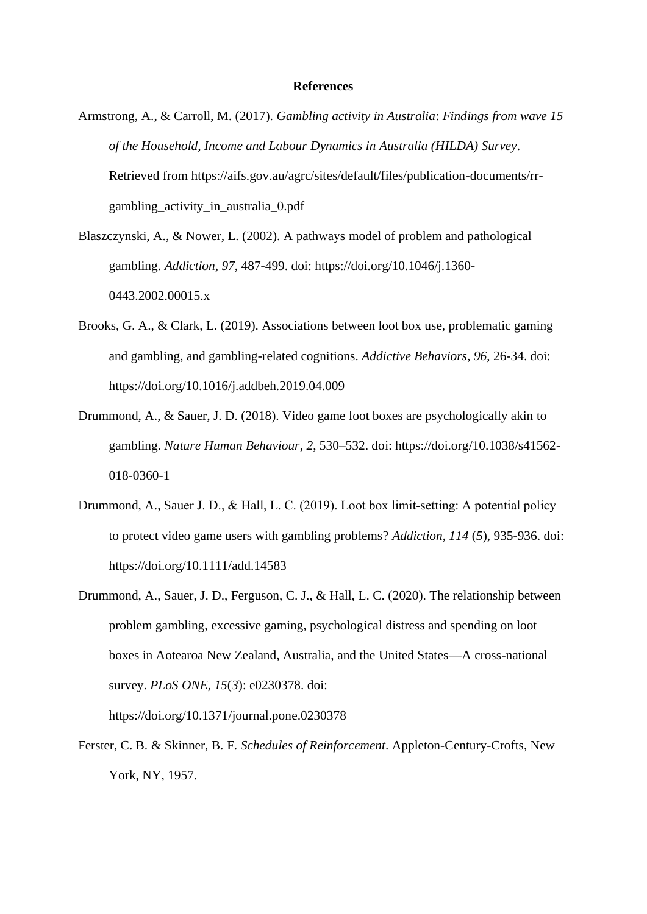# References

Armstrong, A., & Carroll, M. (2017). *Gambling activity in Australia*: *Findings from wave 15 of the Household, Income and Labour Dynamics in Australia (HILDA) Survey*. Retrieved from https://aifs.gov.au/agrc/sites/default/files/publication-documents/rr-gambling_activity_in_australia_0.pdf

Blaszczynski, A., & Nower, L. (2002). A pathways model of problem and pathological gambling. *Addiction*, *97*, 487-499. doi: https://doi.org/10.1046/j.1360-0443.2002.00015.x

Brooks, G. A., & Clark, L. (2019). Associations between loot box use, problematic gaming and gambling, and gambling-related cognitions. *Addictive Behaviors*, *96*, 26-34. doi: https://doi.org/10.1016/j.addbeh.2019.04.009

Drummond, A., & Sauer, J. D. (2018). Video game loot boxes are psychologically akin to gambling. *Nature Human Behaviour*, *2*, 530–532. doi: https://doi.org/10.1038/s41562-018-0360-1

Drummond, A., Sauer J. D., & Hall, L. C. (2019). Loot box limit-setting: A potential policy to protect video game users with gambling problems? *Addiction*, *114* (*5*), 935-936. doi: https://doi.org/10.1111/add.14583

Drummond, A., Sauer, J. D., Ferguson, C. J., & Hall, L. C. (2020). The relationship between problem gambling, excessive gaming, psychological distress and spending on loot boxes in Aotearoa New Zealand, Australia, and the United States—A cross-national survey. *PLoS ONE*, *15*(*3*): e0230378. doi: https://doi.org/10.1371/journal.pone.0230378

Ferster, C. B. & Skinner, B. F. *Schedules of Reinforcement*. Appleton-Century-Crofts, New York, NY, 1957.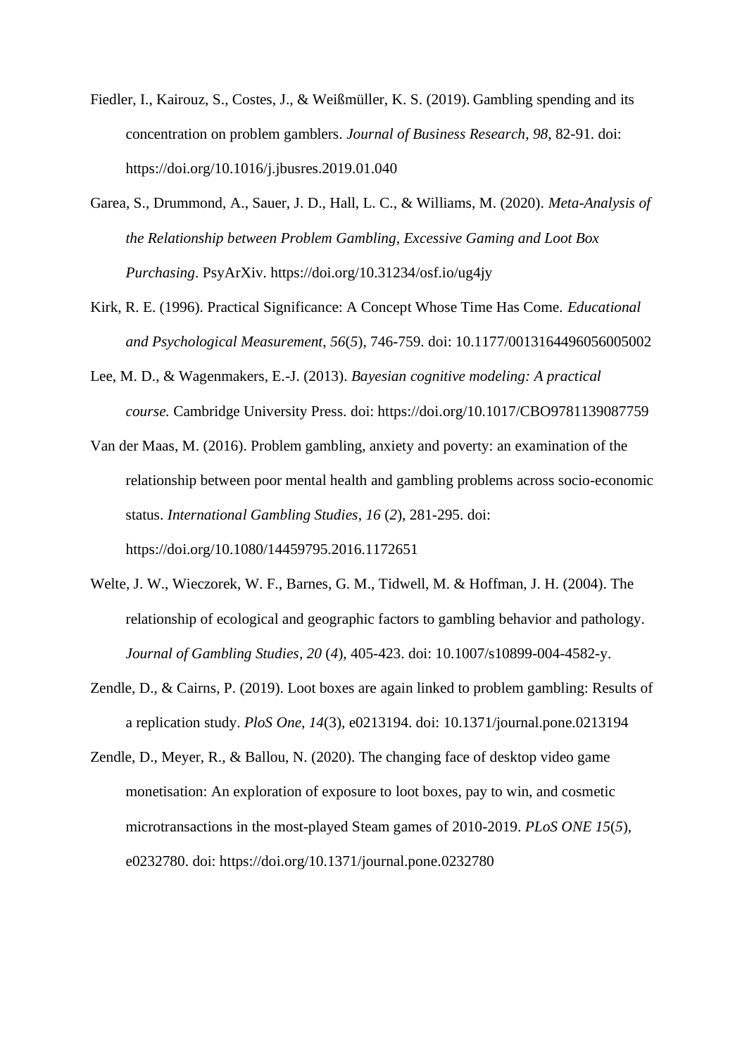Fiedler, I., Kairouz, S., Costes, J., & Weißmüller, K. S. (2019). Gambling spending and its concentration on problem gamblers. *Journal of Business Research*, *98*, 82-91. doi: https://doi.org/10.1016/j.jbusres.2019.01.040

Garea, S., Drummond, A., Sauer, J. D., Hall, L. C., & Williams, M. (2020). *Meta-Analysis of the Relationship between Problem Gambling, Excessive Gaming and Loot Box Purchasing*. PsyArXiv. https://doi.org/10.31234/osf.io/ug4jy

Kirk, R. E. (1996). Practical Significance: A Concept Whose Time Has Come. *Educational and Psychological Measurement*, *56*(*5*), 746-759. doi: 10.1177/0013164496056005002

Lee, M. D., & Wagenmakers, E.-J. (2013). *Bayesian cognitive modeling: A practical course.* Cambridge University Press. doi: https://doi.org/10.1017/CBO9781139087759

Van der Maas, M. (2016). Problem gambling, anxiety and poverty: an examination of the relationship between poor mental health and gambling problems across socio-economic status. *International Gambling Studies*, *16* (*2*), 281-295. doi: https://doi.org/10.1080/14459795.2016.1172651

Welte, J. W., Wieczorek, W. F., Barnes, G. M., Tidwell, M. & Hoffman, J. H. (2004). The relationship of ecological and geographic factors to gambling behavior and pathology. *Journal of Gambling Studies*, *20* (*4*), 405-423. doi: 10.1007/s10899-004-4582-y.

Zendle, D., & Cairns, P. (2019). Loot boxes are again linked to problem gambling: Results of a replication study. *PloS One, 14*(3), e0213194. doi: 10.1371/journal.pone.0213194

Zendle, D., Meyer, R., & Ballou, N. (2020). The changing face of desktop video game monetisation: An exploration of exposure to loot boxes, pay to win, and cosmetic microtransactions in the most-played Steam games of 2010-2019. *PLoS ONE 15*(*5*), e0232780. doi: https://doi.org/10.1371/journal.pone.0232780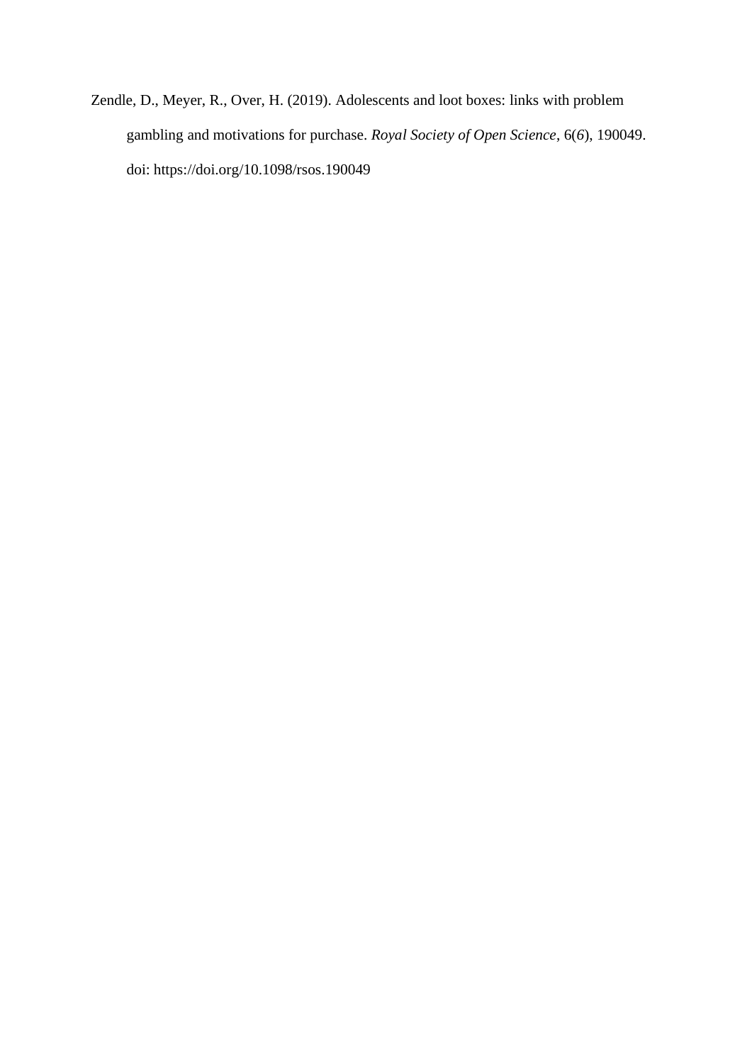Zendle, D., Meyer, R., Over, H. (2019). Adolescents and loot boxes: links with problem gambling and motivations for purchase. *Royal Society of Open Science*, 6(*6*), 190049. doi: https://doi.org/10.1098/rsos.190049